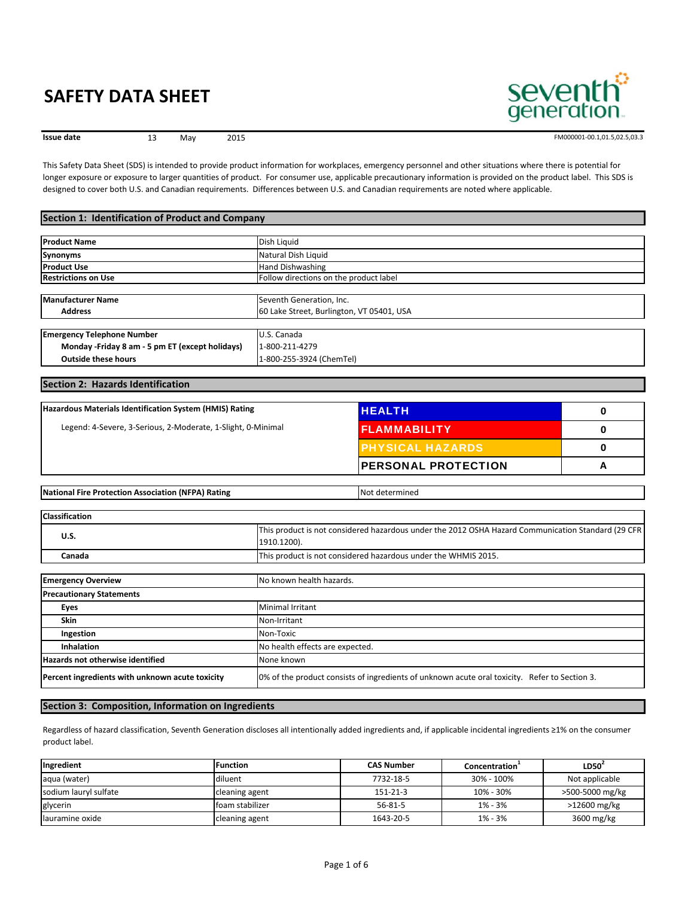# SAFETY DATA SHEET

**Issue date** 13 May 2015

FM000001-00.1,01.5,02.5,03.3

This Safety Data Sheet (SDS) is intended to provide product information for workplaces, emergency personnel and other situations where there is potential for longer exposure or exposure to larger quantities of product. For consumer use, applicable precautionary information is provided on the product label. This SDS is designed to cover both U.S. and Canadian requirements. Differences between U.S. and Canadian requirements are noted where applicable.

## Section 1: Identification of Product and Company

| | |
|---|---|
| **Product Name** | Dish Liquid |
| **Synonyms** | Natural Dish Liquid |
| **Product Use** | Hand Dishwashing |
| **Restrictions on Use** | Follow directions on the product label |

| | |
|---|---|
| **Manufacturer Name** | Seventh Generation, Inc. |
| **Address** | 60 Lake Street, Burlington, VT 05401, USA |

| | |
|---|---|
| **Emergency Telephone Number** | U.S. Canada |
| **Monday -Friday 8 am - 5 pm ET (except holidays)** | 1-800-211-4279 |
| **Outside these hours** | 1-800-255-3924 (ChemTel) |

## Section 2: Hazards Identification

| **Hazardous Materials Identification System (HMIS) Rating** | | |
|---|---|---|
| Legend: 4-Severe, 3-Serious, 2-Moderate, 1-Slight, 0-Minimal | HEALTH | 0 |
| | FLAMMABILITY | 0 |
| | PHYSICAL HAZARDS | 0 |
| | PERSONAL PROTECTION | A |

| | |
|---|---|
| **National Fire Protection Association (NFPA) Rating** | Not determined |

| **Classification** | |
|---|---|
| **U.S.** | This product is not considered hazardous under the 2012 OSHA Hazard Communication Standard (29 CFR 1910.1200). |
| **Canada** | This product is not considered hazardous under the WHMIS 2015. |

| | |
|---|---|
| **Emergency Overview** | No known health hazards. |
| **Precautionary Statements** | |
| **Eyes** | Minimal Irritant |
| **Skin** | Non-Irritant |
| **Ingestion** | Non-Toxic |
| **Inhalation** | No health effects are expected. |
| **Hazards not otherwise identified** | None known |
| **Percent ingredients with unknown acute toxicity** | 0% of the product consists of ingredients of unknown acute oral toxicity. Refer to Section 3. |

## Section 3: Composition, Information on Ingredients

Regardless of hazard classification, Seventh Generation discloses all intentionally added ingredients and, if applicable incidental ingredients ≥1% on the consumer product label.

| Ingredient | Function | CAS Number | Concentration[1] | LD50[2] |
|---|---|---|---|---|
| aqua (water) | diluent | 7732-18-5 | 30% - 100% | Not applicable |
| sodium lauryl sulfate | cleaning agent | 151-21-3 | 10% - 30% | >500-5000 mg/kg |
| glycerin | foam stabilizer | 56-81-5 | 1% - 3% | >12600 mg/kg |
| lauramine oxide | cleaning agent | 1643-20-5 | 1% - 3% | 3600 mg/kg |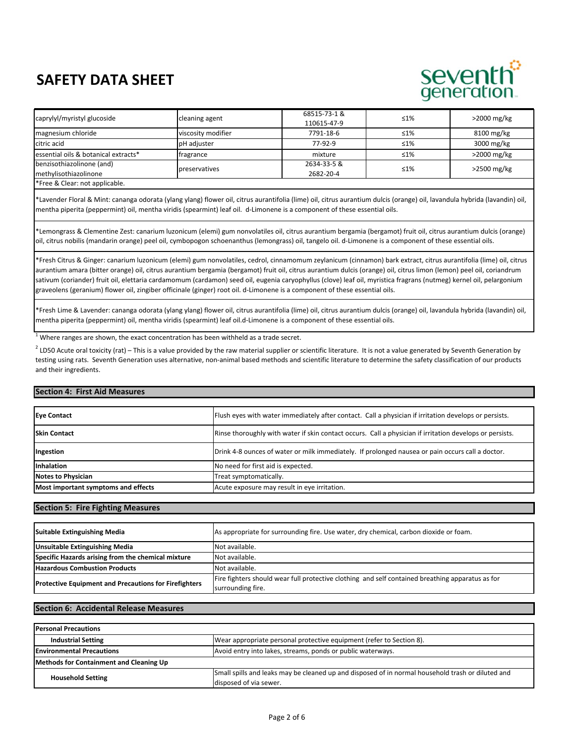# SAFETY DATA SHEET

| caprylyl/myristyl glucoside | cleaning agent | 68515-73-1 & 110615-47-9 | ≤1% | >2000 mg/kg |
|---|---|---|---|---|
| magnesium chloride | viscosity modifier | 7791-18-6 | ≤1% | 8100 mg/kg |
| citric acid | pH adjuster | 77-92-9 | ≤1% | 3000 mg/kg |
| essential oils & botanical extracts* | fragrance | mixture | ≤1% | >2000 mg/kg |
| benzisothiazolinone (and) methylisothiazolinone | preservatives | 2634-33-5 & 2682-20-4 | ≤1% | >2500 mg/kg |

*Free & Clear: not applicable.

*Lavender Floral & Mint: cananga odorata (ylang ylang) flower oil, citrus aurantifolia (lime) oil, citrus aurantium dulcis (orange) oil, lavandula hybrida (lavandin) oil, mentha piperita (peppermint) oil, mentha viridis (spearmint) leaf oil. d-Limonene is a component of these essential oils.

*Lemongrass & Clementine Zest: canarium luzonicum (elemi) gum nonvolatiles oil, citrus aurantium bergamia (bergamot) fruit oil, citrus aurantium dulcis (orange) oil, citrus nobilis (mandarin orange) peel oil, cymbopogon schoenanthus (lemongrass) oil, tangelo oil. d-Limonene is a component of these essential oils.

*Fresh Citrus & Ginger: canarium luzonicum (elemi) gum nonvolatiles, cedrol, cinnamomum zeylanicum (cinnamon) bark extract, citrus aurantifolia (lime) oil, citrus aurantium amara (bitter orange) oil, citrus aurantium bergamia (bergamot) fruit oil, citrus aurantium dulcis (orange) oil, citrus limon (lemon) peel oil, coriandrum sativum (coriander) fruit oil, elettaria cardamomum (cardamon) seed oil, eugenia caryophyllus (clove) leaf oil, myristica fragrans (nutmeg) kernel oil, pelargonium graveolens (geranium) flower oil, zingiber officinale (ginger) root oil. d-Limonene is a component of these essential oils.

*Fresh Lime & Lavender: cananga odorata (ylang ylang) flower oil, citrus aurantifolia (lime) oil, citrus aurantium dulcis (orange) oil, lavandula hybrida (lavandin) oil, mentha piperita (peppermint) oil, mentha viridis (spearmint) leaf oil.d-Limonene is a component of these essential oils.

[1] Where ranges are shown, the exact concentration has been withheld as a trade secret.

[2] LD50 Acute oral toxicity (rat) – This is a value provided by the raw material supplier or scientific literature. It is not a value generated by Seventh Generation by testing using rats. Seventh Generation uses alternative, non-animal based methods and scientific literature to determine the safety classification of our products and their ingredients.

## Section 4: First Aid Measures

| | |
|---|---|
| **Eye Contact** | Flush eyes with water immediately after contact. Call a physician if irritation develops or persists. |
| **Skin Contact** | Rinse thoroughly with water if skin contact occurs. Call a physician if irritation develops or persists. |
| **Ingestion** | Drink 4-8 ounces of water or milk immediately. If prolonged nausea or pain occurs call a doctor. |
| **Inhalation** | No need for first aid is expected. |
| **Notes to Physician** | Treat symptomatically. |
| **Most important symptoms and effects** | Acute exposure may result in eye irritation. |

## Section 5: Fire Fighting Measures

| | |
|---|---|
| **Suitable Extinguishing Media** | As appropriate for surrounding fire. Use water, dry chemical, carbon dioxide or foam. |
| **Unsuitable Extinguishing Media** | Not available. |
| **Specific Hazards arising from the chemical mixture** | Not available. |
| **Hazardous Combustion Products** | Not available. |
| **Protective Equipment and Precautions for Firefighters** | Fire fighters should wear full protective clothing and self contained breathing apparatus as for surrounding fire. |

## Section 6: Accidental Release Measures

| | |
|---|---|
| **Personal Precautions** | |
| **Industrial Setting** | Wear appropriate personal protective equipment (refer to Section 8). |
| **Environmental Precautions** | Avoid entry into lakes, streams, ponds or public waterways. |
| **Methods for Containment and Cleaning Up** | |
| **Household Setting** | Small spills and leaks may be cleaned up and disposed of in normal household trash or diluted and disposed of via sewer. |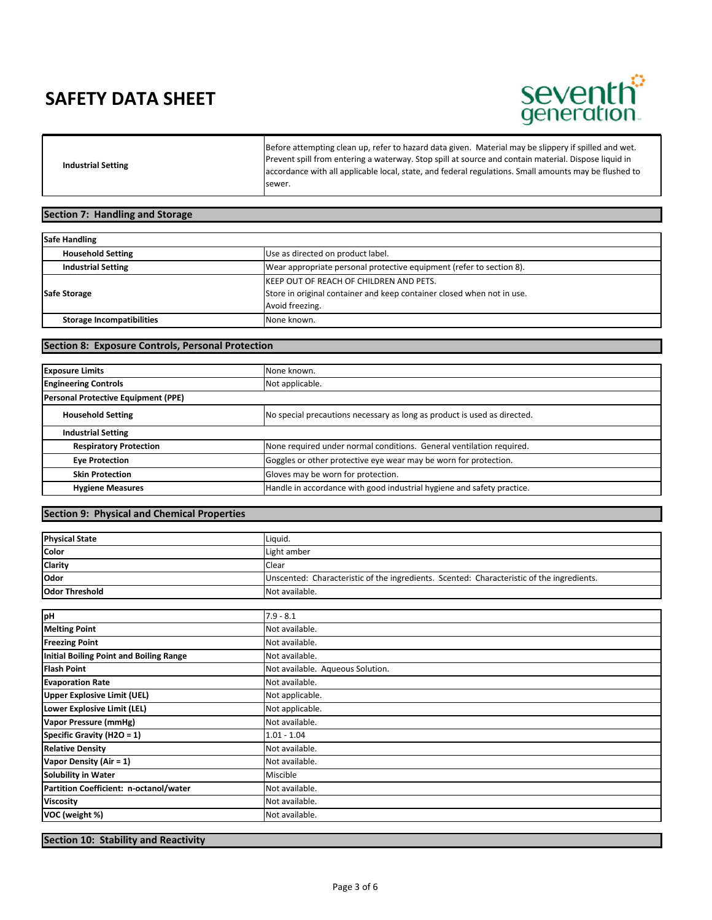| | |
|---|---|
| **Industrial Setting** | Before attempting clean up, refer to hazard data given. Material may be slippery if spilled and wet. Prevent spill from entering a waterway. Stop spill at source and contain material. Dispose liquid in accordance with all applicable local, state, and federal regulations. Small amounts may be flushed to sewer. |

## Section 7: Handling and Storage

| | |
|---|---|
| **Safe Handling** | |
| **Household Setting** | Use as directed on product label. |
| **Industrial Setting** | Wear appropriate personal protective equipment (refer to section 8). |
| **Safe Storage** | KEEP OUT OF REACH OF CHILDREN AND PETS.<br>Store in original container and keep container closed when not in use.<br>Avoid freezing. |
| **Storage Incompatibilities** | None known. |

## Section 8: Exposure Controls, Personal Protection

| | |
|---|---|
| **Exposure Limits** | None known. |
| **Engineering Controls** | Not applicable. |
| **Personal Protective Equipment (PPE)** | |
| **Household Setting** | No special precautions necessary as long as product is used as directed. |
| **Industrial Setting** | |
| **Respiratory Protection** | None required under normal conditions. General ventilation required. |
| **Eye Protection** | Goggles or other protective eye wear may be worn for protection. |
| **Skin Protection** | Gloves may be worn for protection. |
| **Hygiene Measures** | Handle in accordance with good industrial hygiene and safety practice. |

## Section 9: Physical and Chemical Properties

| | |
|---|---|
| **Physical State** | Liquid. |
| **Color** | Light amber |
| **Clarity** | Clear |
| **Odor** | Unscented: Characteristic of the ingredients. Scented: Characteristic of the ingredients. |
| **Odor Threshold** | Not available. |

| | |
|---|---|
| **pH** | 7.9 - 8.1 |
| **Melting Point** | Not available. |
| **Freezing Point** | Not available. |
| **Initial Boiling Point and Boiling Range** | Not available. |
| **Flash Point** | Not available. Aqueous Solution. |
| **Evaporation Rate** | Not available. |
| **Upper Explosive Limit (UEL)** | Not applicable. |
| **Lower Explosive Limit (LEL)** | Not applicable. |
| **Vapor Pressure (mmHg)** | Not available. |
| **Specific Gravity ($H_2O$ = 1)** | 1.01 - 1.04 |
| **Relative Density** | Not available. |
| **Vapor Density (Air = 1)** | Not available. |
| **Solubility in Water** | Miscible |
| **Partition Coefficient: n-octanol/water** | Not available. |
| **Viscosity** | Not available. |
| **VOC (weight %)** | Not available. |

## Section 10: Stability and Reactivity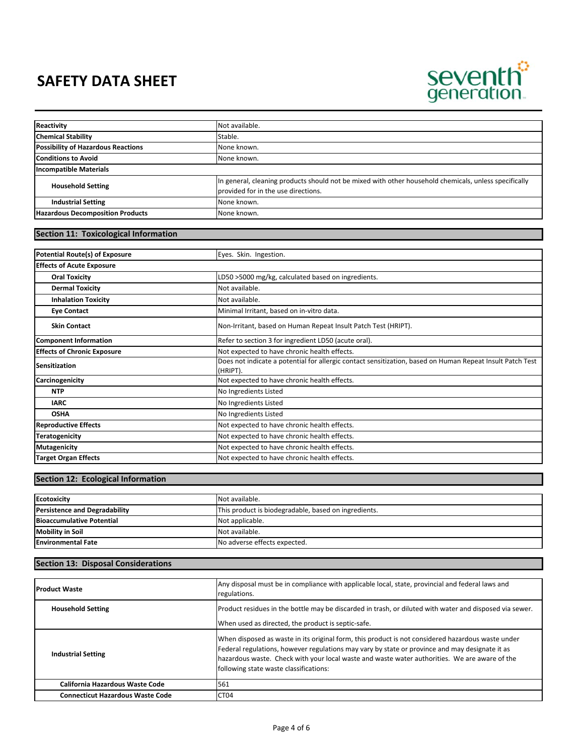# SAFETY DATA SHEET

| | |
|---|---|
| **Reactivity** | Not available. |
| **Chemical Stability** | Stable. |
| **Possibility of Hazardous Reactions** | None known. |
| **Conditions to Avoid** | None known. |
| **Incompatible Materials** | |
| **Household Setting** | In general, cleaning products should not be mixed with other household chemicals, unless specifically provided for in the use directions. |
| **Industrial Setting** | None known. |
| **Hazardous Decomposition Products** | None known. |

## Section 11: Toxicological Information

| | |
|---|---|
| **Potential Route(s) of Exposure** | Eyes. Skin. Ingestion. |
| **Effects of Acute Exposure** | |
| **Oral Toxicity** | LD50 >5000 mg/kg, calculated based on ingredients. |
| **Dermal Toxicity** | Not available. |
| **Inhalation Toxicity** | Not available. |
| **Eye Contact** | Minimal Irritant, based on in-vitro data. |
| **Skin Contact** | Non-Irritant, based on Human Repeat Insult Patch Test (HRIPT). |
| **Component Information** | Refer to section 3 for ingredient LD50 (acute oral). |
| **Effects of Chronic Exposure** | Not expected to have chronic health effects. |
| **Sensitization** | Does not indicate a potential for allergic contact sensitization, based on Human Repeat Insult Patch Test (HRIPT). |
| **Carcinogenicity** | Not expected to have chronic health effects. |
| **NTP** | No Ingredients Listed |
| **IARC** | No Ingredients Listed |
| **OSHA** | No Ingredients Listed |
| **Reproductive Effects** | Not expected to have chronic health effects. |
| **Teratogenicity** | Not expected to have chronic health effects. |
| **Mutagenicity** | Not expected to have chronic health effects. |
| **Target Organ Effects** | Not expected to have chronic health effects. |

## Section 12: Ecological Information

| | |
|---|---|
| **Ecotoxicity** | Not available. |
| **Persistence and Degradability** | This product is biodegradable, based on ingredients. |
| **Bioaccumulative Potential** | Not applicable. |
| **Mobility in Soil** | Not available. |
| **Environmental Fate** | No adverse effects expected. |

## Section 13: Disposal Considerations

| | |
|---|---|
| **Product Waste** | Any disposal must be in compliance with applicable local, state, provincial and federal laws and regulations. |
| **Household Setting** | Product residues in the bottle may be discarded in trash, or diluted with water and disposed via sewer. When used as directed, the product is septic-safe. |
| **Industrial Setting** | When disposed as waste in its original form, this product is not considered hazardous waste under Federal regulations, however regulations may vary by state or province and may designate it as hazardous waste. Check with your local waste and waste water authorities. We are aware of the following state waste classifications: |
| **California Hazardous Waste Code** | 561 |
| **Connecticut Hazardous Waste Code** | CT04 |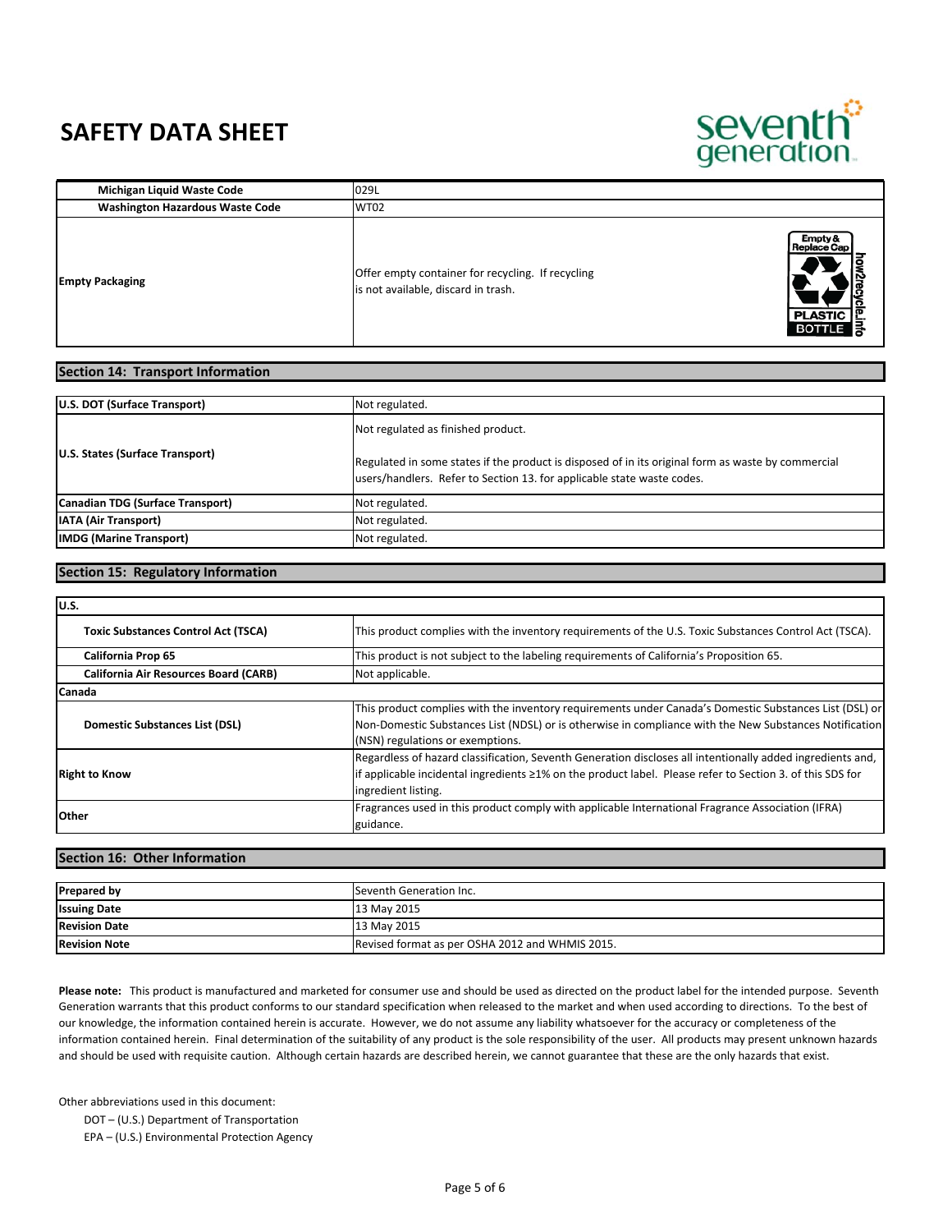# SAFETY DATA SHEET

| | |
|---|---|
| **Michigan Liquid Waste Code** | 029L |
| **Washington Hazardous Waste Code** | WT02 |
| **Empty Packaging** | Offer empty container for recycling. If recycling is not available, discard in trash. |

## Section 14: Transport Information

| | |
|---|---|
| **U.S. DOT (Surface Transport)** | Not regulated. |
| **U.S. States (Surface Transport)** | Not regulated as finished product.<br><br>Regulated in some states if the product is disposed of in its original form as waste by commercial users/handlers. Refer to Section 13. for applicable state waste codes. |
| **Canadian TDG (Surface Transport)** | Not regulated. |
| **IATA (Air Transport)** | Not regulated. |
| **IMDG (Marine Transport)** | Not regulated. |

## Section 15: Regulatory Information

| | |
|---|---|
| **U.S.** | |
| **Toxic Substances Control Act (TSCA)** | This product complies with the inventory requirements of the U.S. Toxic Substances Control Act (TSCA). |
| **California Prop 65** | This product is not subject to the labeling requirements of California's Proposition 65. |
| **California Air Resources Board (CARB)** | Not applicable. |
| **Canada** | |
| **Domestic Substances List (DSL)** | This product complies with the inventory requirements under Canada's Domestic Substances List (DSL) or Non-Domestic Substances List (NDSL) or is otherwise in compliance with the New Substances Notification (NSN) regulations or exemptions. |
| **Right to Know** | Regardless of hazard classification, Seventh Generation discloses all intentionally added ingredients and, if applicable incidental ingredients ≥1% on the product label. Please refer to Section 3. of this SDS for ingredient listing. |
| **Other** | Fragrances used in this product comply with applicable International Fragrance Association (IFRA) guidance. |

## Section 16: Other Information

| | |
|---|---|
| **Prepared by** | Seventh Generation Inc. |
| **Issuing Date** | 13 May 2015 |
| **Revision Date** | 13 May 2015 |
| **Revision Note** | Revised format as per OSHA 2012 and WHMIS 2015. |

**Please note:** This product is manufactured and marketed for consumer use and should be used as directed on the product label for the intended purpose. Seventh Generation warrants that this product conforms to our standard specification when released to the market and when used according to directions. To the best of our knowledge, the information contained herein is accurate. However, we do not assume any liability whatsoever for the accuracy or completeness of the information contained herein. Final determination of the suitability of any product is the sole responsibility of the user. All products may present unknown hazards and should be used with requisite caution. Although certain hazards are described herein, we cannot guarantee that these are the only hazards that exist.

Other abbreviations used in this document:

- DOT – (U.S.) Department of Transportation
- EPA – (U.S.) Environmental Protection Agency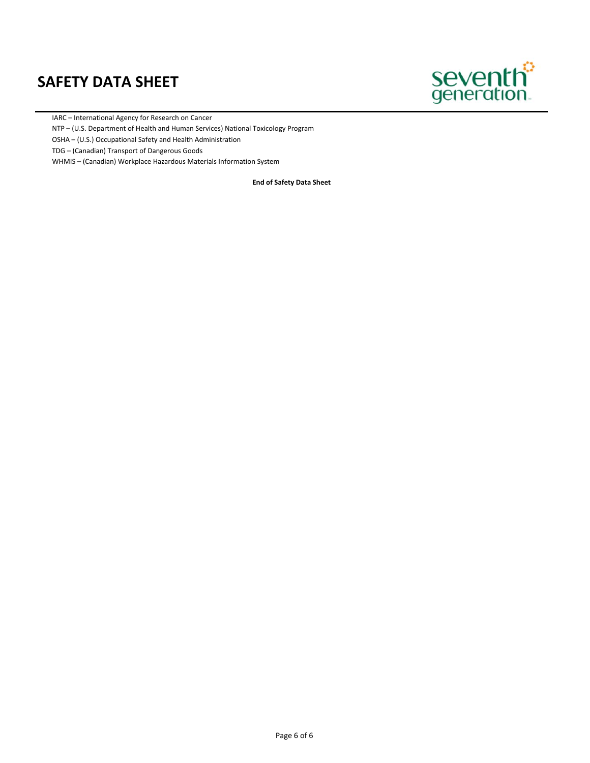IARC – International Agency for Research on Cancer

NTP – (U.S. Department of Health and Human Services) National Toxicology Program

OSHA – (U.S.) Occupational Safety and Health Administration

TDG – (Canadian) Transport of Dangerous Goods

WHMIS – (Canadian) Workplace Hazardous Materials Information System

**End of Safety Data Sheet**